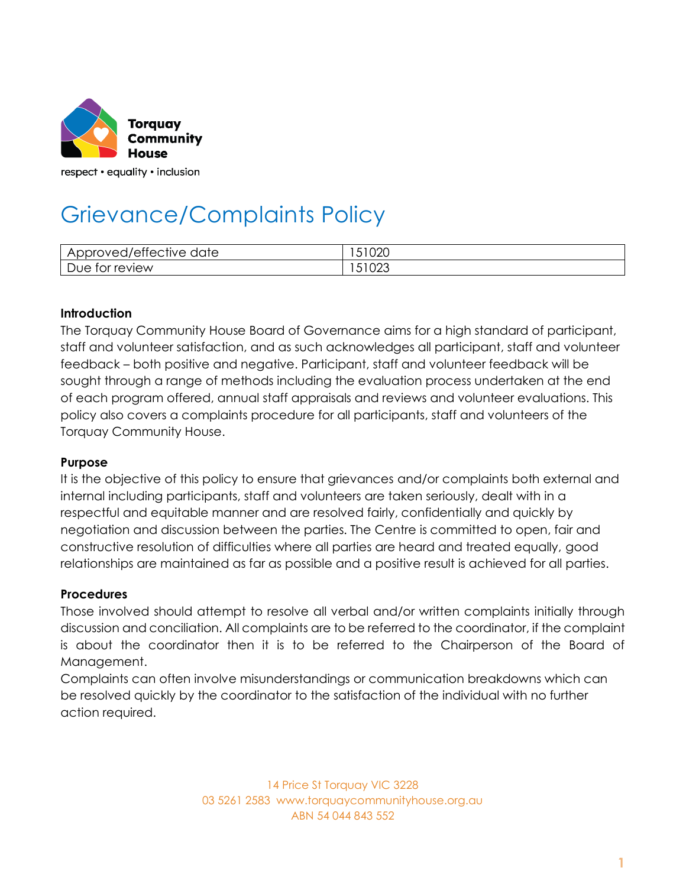Torquay Community House

respect • equality • inclusion

# Grievance/Complaints Policy

| Approved/effective date | 151020 |
|---|---|
| Due for review | 151023 |

**Introduction**

The Torquay Community House Board of Governance aims for a high standard of participant, staff and volunteer satisfaction, and as such acknowledges all participant, staff and volunteer feedback – both positive and negative. Participant, staff and volunteer feedback will be sought through a range of methods including the evaluation process undertaken at the end of each program offered, annual staff appraisals and reviews and volunteer evaluations. This policy also covers a complaints procedure for all participants, staff and volunteers of the Torquay Community House.

**Purpose**

It is the objective of this policy to ensure that grievances and/or complaints both external and internal including participants, staff and volunteers are taken seriously, dealt with in a respectful and equitable manner and are resolved fairly, confidentially and quickly by negotiation and discussion between the parties. The Centre is committed to open, fair and constructive resolution of difficulties where all parties are heard and treated equally, good relationships are maintained as far as possible and a positive result is achieved for all parties.

**Procedures**

Those involved should attempt to resolve all verbal and/or written complaints initially through discussion and conciliation. All complaints are to be referred to the coordinator, if the complaint is about the coordinator then it is to be referred to the Chairperson of the Board of Management.

Complaints can often involve misunderstandings or communication breakdowns which can be resolved quickly by the coordinator to the satisfaction of the individual with no further action required.

14 Price St Torquay VIC 3228
03 5261 2583 www.torquaycommunityhouse.org.au
ABN 54 044 843 552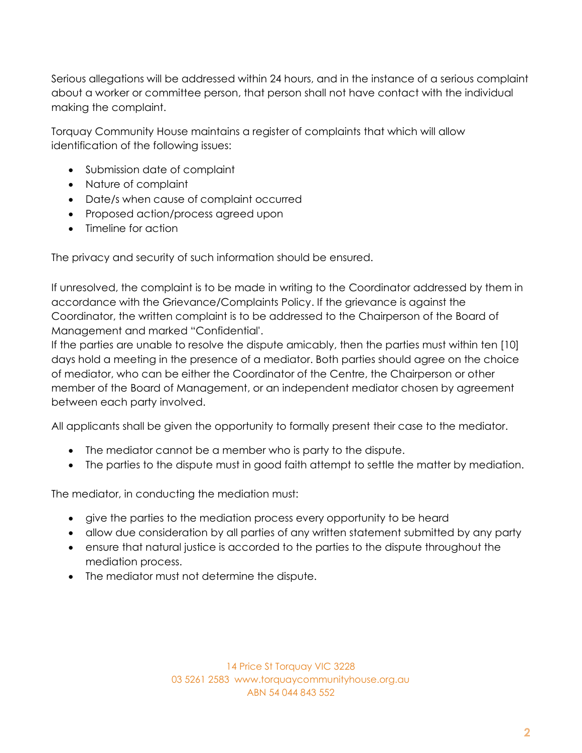Serious allegations will be addressed within 24 hours, and in the instance of a serious complaint about a worker or committee person, that person shall not have contact with the individual making the complaint.

Torquay Community House maintains a register of complaints that which will allow identification of the following issues:

- Submission date of complaint
- Nature of complaint
- Date/s when cause of complaint occurred
- Proposed action/process agreed upon
- Timeline for action

The privacy and security of such information should be ensured.

If unresolved, the complaint is to be made in writing to the Coordinator addressed by them in accordance with the Grievance/Complaints Policy. If the grievance is against the Coordinator, the written complaint is to be addressed to the Chairperson of the Board of Management and marked "Confidential'.
If the parties are unable to resolve the dispute amicably, then the parties must within ten [10] days hold a meeting in the presence of a mediator. Both parties should agree on the choice of mediator, who can be either the Coordinator of the Centre, the Chairperson or other member of the Board of Management, or an independent mediator chosen by agreement between each party involved.

All applicants shall be given the opportunity to formally present their case to the mediator.

- The mediator cannot be a member who is party to the dispute.
- The parties to the dispute must in good faith attempt to settle the matter by mediation.

The mediator, in conducting the mediation must:

- give the parties to the mediation process every opportunity to be heard
- allow due consideration by all parties of any written statement submitted by any party
- ensure that natural justice is accorded to the parties to the dispute throughout the mediation process.
- The mediator must not determine the dispute.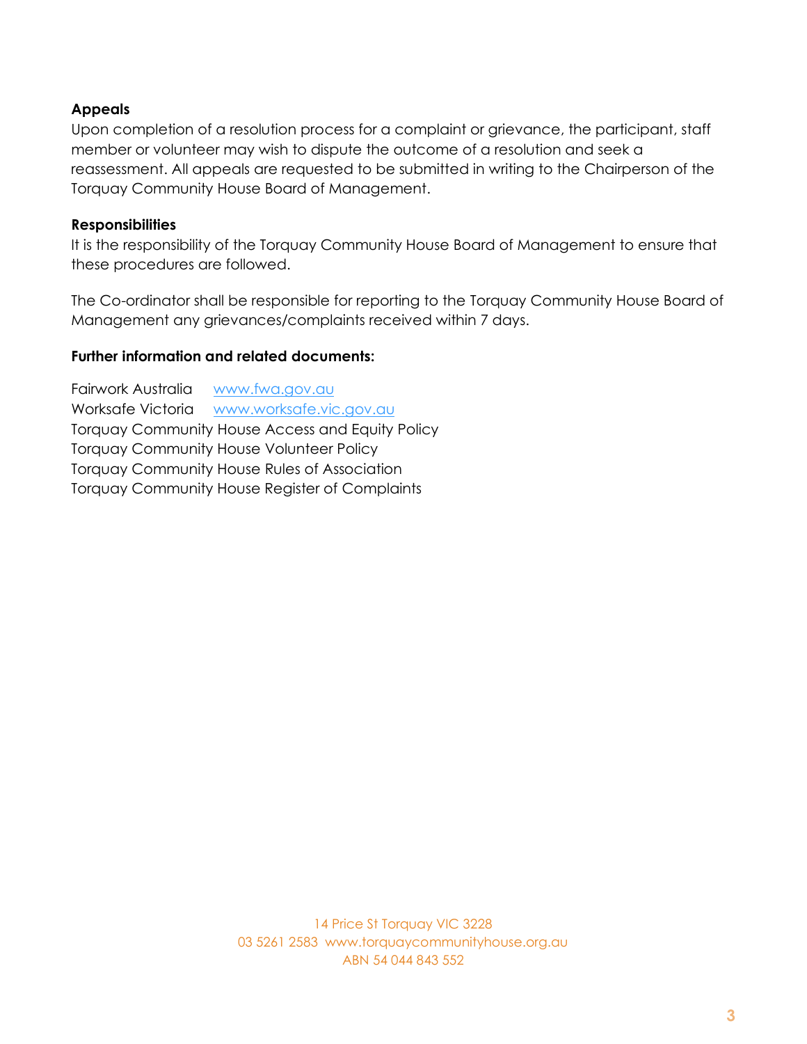**Appeals**

Upon completion of a resolution process for a complaint or grievance, the participant, staff member or volunteer may wish to dispute the outcome of a resolution and seek a reassessment. All appeals are requested to be submitted in writing to the Chairperson of the Torquay Community House Board of Management.

**Responsibilities**

It is the responsibility of the Torquay Community House Board of Management to ensure that these procedures are followed.

The Co-ordinator shall be responsible for reporting to the Torquay Community House Board of Management any grievances/complaints received within 7 days.

**Further information and related documents:**

Fairwork Australia www.fwa.gov.au
Worksafe Victoria www.worksafe.vic.gov.au
Torquay Community House Access and Equity Policy
Torquay Community House Volunteer Policy
Torquay Community House Rules of Association
Torquay Community House Register of Complaints

14 Price St Torquay VIC 3228
03 5261 2583 www.torquaycommunityhouse.org.au
ABN 54 044 843 552